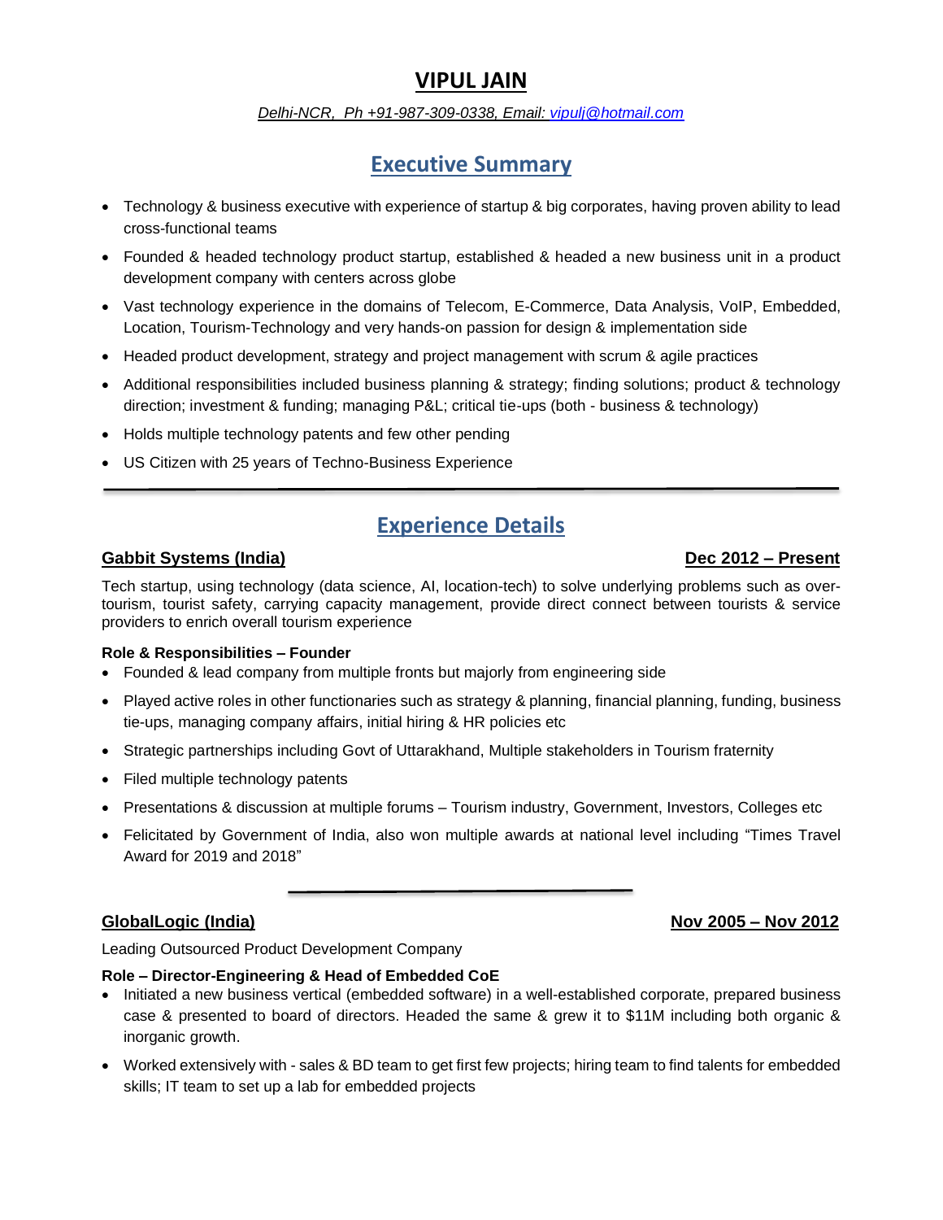# VIPUL JAIN

*Delhi-NCR, Ph +91-987-309-0338, Email: vipulj@hotmail.com*

## Executive Summary

- Technology & business executive with experience of startup & big corporates, having proven ability to lead cross-functional teams
- Founded & headed technology product startup, established & headed a new business unit in a product development company with centers across globe
- Vast technology experience in the domains of Telecom, E-Commerce, Data Analysis, VoIP, Embedded, Location, Tourism-Technology and very hands-on passion for design & implementation side
- Headed product development, strategy and project management with scrum & agile practices
- Additional responsibilities included business planning & strategy; finding solutions; product & technology direction; investment & funding; managing P&L; critical tie-ups (both - business & technology)
- Holds multiple technology patents and few other pending
- US Citizen with 25 years of Techno-Business Experience

---

## Experience Details

### Gabbit Systems (India) — Dec 2012 – Present

Tech startup, using technology (data science, AI, location-tech) to solve underlying problems such as over-tourism, tourist safety, carrying capacity management, provide direct connect between tourists & service providers to enrich overall tourism experience

**Role & Responsibilities – Founder**

- Founded & lead company from multiple fronts but majorly from engineering side
- Played active roles in other functionaries such as strategy & planning, financial planning, funding, business tie-ups, managing company affairs, initial hiring & HR policies etc
- Strategic partnerships including Govt of Uttarakhand, Multiple stakeholders in Tourism fraternity
- Filed multiple technology patents
- Presentations & discussion at multiple forums – Tourism industry, Government, Investors, Colleges etc
- Felicitated by Government of India, also won multiple awards at national level including "Times Travel Award for 2019 and 2018"

---

### GlobalLogic (India) — Nov 2005 – Nov 2012

Leading Outsourced Product Development Company

**Role – Director-Engineering & Head of Embedded CoE**

- Initiated a new business vertical (embedded software) in a well-established corporate, prepared business case & presented to board of directors. Headed the same & grew it to $11M including both organic & inorganic growth.
- Worked extensively with - sales & BD team to get first few projects; hiring team to find talents for embedded skills; IT team to set up a lab for embedded projects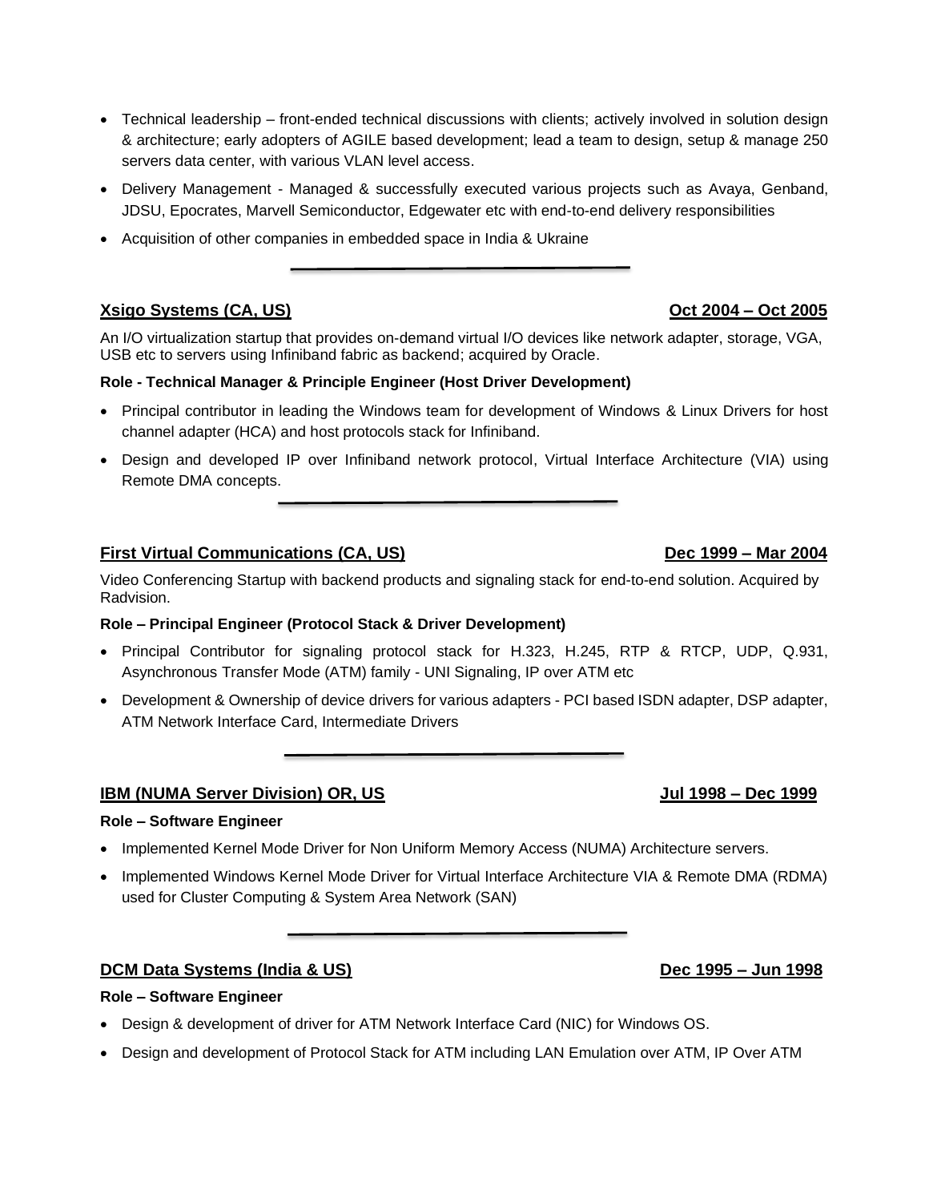- Technical leadership – front-ended technical discussions with clients; actively involved in solution design & architecture; early adopters of AGILE based development; lead a team to design, setup & manage 250 servers data center, with various VLAN level access.
- Delivery Management - Managed & successfully executed various projects such as Avaya, Genband, JDSU, Epocrates, Marvell Semiconductor, Edgewater etc with end-to-end delivery responsibilities
- Acquisition of other companies in embedded space in India & Ukraine

---

## Xsigo Systems (CA, US) — Oct 2004 – Oct 2005

An I/O virtualization startup that provides on-demand virtual I/O devices like network adapter, storage, VGA, USB etc to servers using Infiniband fabric as backend; acquired by Oracle.

**Role - Technical Manager & Principle Engineer (Host Driver Development)**

- Principal contributor in leading the Windows team for development of Windows & Linux Drivers for host channel adapter (HCA) and host protocols stack for Infiniband.
- Design and developed IP over Infiniband network protocol, Virtual Interface Architecture (VIA) using Remote DMA concepts.

---

## First Virtual Communications (CA, US) — Dec 1999 – Mar 2004

Video Conferencing Startup with backend products and signaling stack for end-to-end solution. Acquired by Radvision.

**Role – Principal Engineer (Protocol Stack & Driver Development)**

- Principal Contributor for signaling protocol stack for H.323, H.245, RTP & RTCP, UDP, Q.931, Asynchronous Transfer Mode (ATM) family - UNI Signaling, IP over ATM etc
- Development & Ownership of device drivers for various adapters - PCI based ISDN adapter, DSP adapter, ATM Network Interface Card, Intermediate Drivers

---

## IBM (NUMA Server Division) OR, US — Jul 1998 – Dec 1999

**Role – Software Engineer**

- Implemented Kernel Mode Driver for Non Uniform Memory Access (NUMA) Architecture servers.
- Implemented Windows Kernel Mode Driver for Virtual Interface Architecture VIA & Remote DMA (RDMA) used for Cluster Computing & System Area Network (SAN)

---

## DCM Data Systems (India & US) — Dec 1995 – Jun 1998

**Role – Software Engineer**

- Design & development of driver for ATM Network Interface Card (NIC) for Windows OS.
- Design and development of Protocol Stack for ATM including LAN Emulation over ATM, IP Over ATM